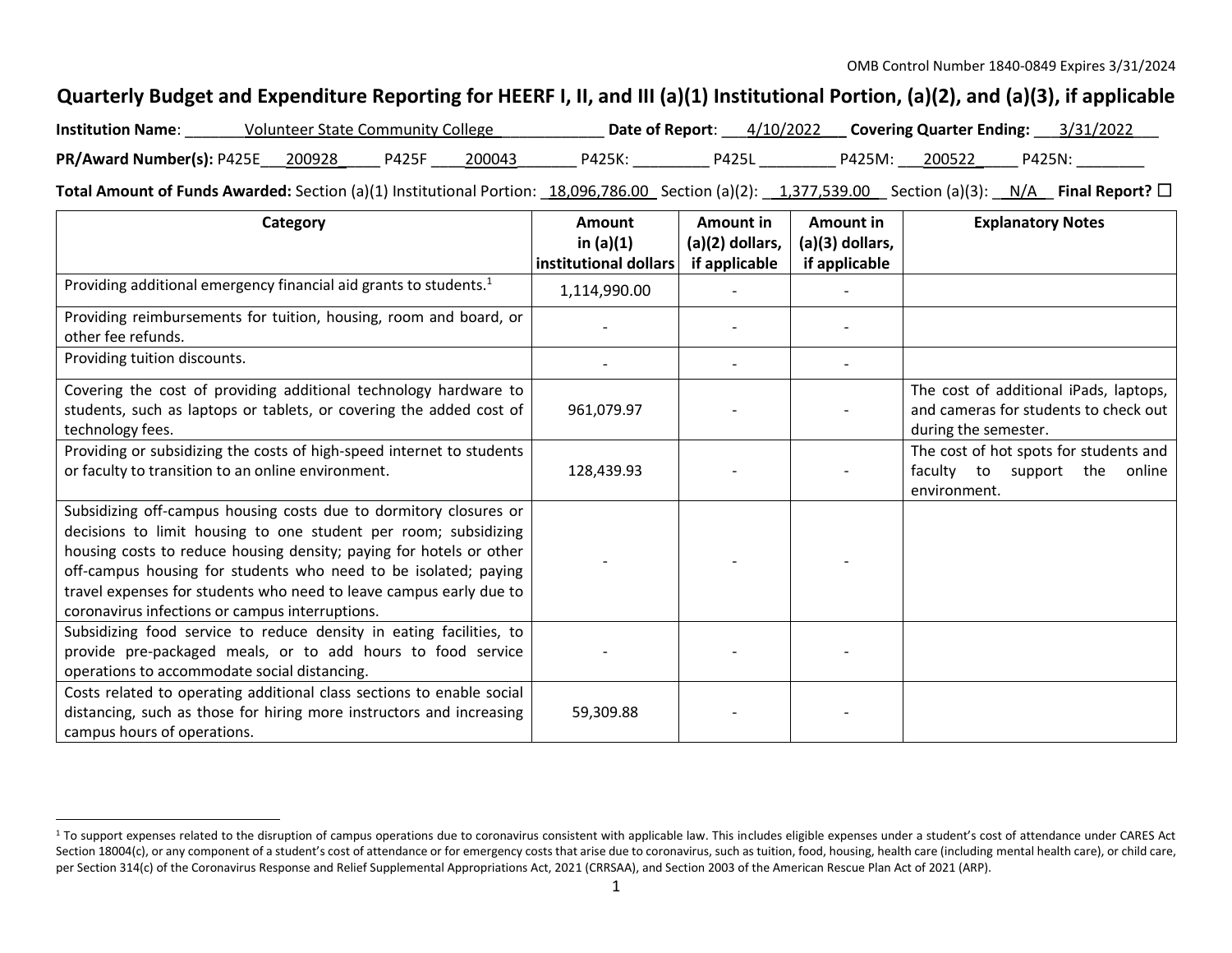OMB Control Number 1840-0849 Expires 3/31/2024

# Quarterly Budget and Expenditure Reporting for HEERF I, II, and III (a)(1) Institutional Portion, (a)(2), and (a)(3), if applicable

**Institution Name**: Volunteer State Community College **Date of Report**: 4/10/2022 **Covering Quarter Ending:** 3/31/2022

**PR/Award Number(s):** P425E 200928 P425F 200043 P425K: ________ P425L ________ P425M: 200522 P425N: ________

**Total Amount of Funds Awarded:** Section (a)(1) Institutional Portion: 18,096,786.00 Section (a)(2): 1,377,539.00 Section (a)(3): N/A **Final Report?** ☐

| Category | Amount in (a)(1) institutional dollars | Amount in (a)(2) dollars, if applicable | Amount in (a)(3) dollars, if applicable | Explanatory Notes |
|---|---|---|---|---|
| Providing additional emergency financial aid grants to students.[1] | 1,114,990.00 | - | - | |
| Providing reimbursements for tuition, housing, room and board, or other fee refunds. | - | - | - | |
| Providing tuition discounts. | - | - | - | |
| Covering the cost of providing additional technology hardware to students, such as laptops or tablets, or covering the added cost of technology fees. | 961,079.97 | - | - | The cost of additional iPads, laptops, and cameras for students to check out during the semester. |
| Providing or subsidizing the costs of high-speed internet to students or faculty to transition to an online environment. | 128,439.93 | - | - | The cost of hot spots for students and faculty to support the online environment. |
| Subsidizing off-campus housing costs due to dormitory closures or decisions to limit housing to one student per room; subsidizing housing costs to reduce housing density; paying for hotels or other off-campus housing for students who need to be isolated; paying travel expenses for students who need to leave campus early due to coronavirus infections or campus interruptions. | - | - | - | |
| Subsidizing food service to reduce density in eating facilities, to provide pre-packaged meals, or to add hours to food service operations to accommodate social distancing. | - | - | - | |
| Costs related to operating additional class sections to enable social distancing, such as those for hiring more instructors and increasing campus hours of operations. | 59,309.88 | - | - | |

[1] To support expenses related to the disruption of campus operations due to coronavirus consistent with applicable law. This includes eligible expenses under a student's cost of attendance under CARES Act Section 18004(c), or any component of a student's cost of attendance or for emergency costs that arise due to coronavirus, such as tuition, food, housing, health care (including mental health care), or child care, per Section 314(c) of the Coronavirus Response and Relief Supplemental Appropriations Act, 2021 (CRRSAA), and Section 2003 of the American Rescue Plan Act of 2021 (ARP).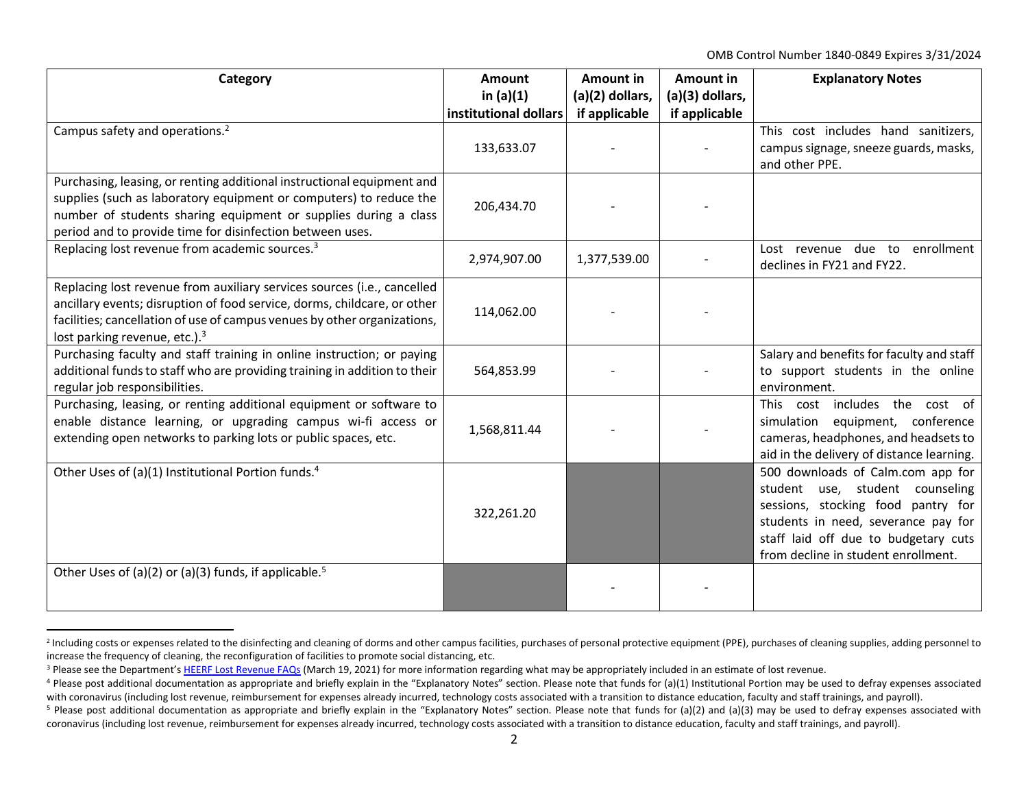OMB Control Number 1840-0849 Expires 3/31/2024

| Category | Amount in (a)(1) institutional dollars | Amount in (a)(2) dollars, if applicable | Amount in (a)(3) dollars, if applicable | Explanatory Notes |
|---|---|---|---|---|
| Campus safety and operations.[2] | 133,633.07 | - | - | This cost includes hand sanitizers, campus signage, sneeze guards, masks, and other PPE. |
| Purchasing, leasing, or renting additional instructional equipment and supplies (such as laboratory equipment or computers) to reduce the number of students sharing equipment or supplies during a class period and to provide time for disinfection between uses. | 206,434.70 | - | - | |
| Replacing lost revenue from academic sources.[3] | 2,974,907.00 | 1,377,539.00 | - | Lost revenue due to enrollment declines in FY21 and FY22. |
| Replacing lost revenue from auxiliary services sources (i.e., cancelled ancillary events; disruption of food service, dorms, childcare, or other facilities; cancellation of use of campus venues by other organizations, lost parking revenue, etc.).[3] | 114,062.00 | - | - | |
| Purchasing faculty and staff training in online instruction; or paying additional funds to staff who are providing training in addition to their regular job responsibilities. | 564,853.99 | - | - | Salary and benefits for faculty and staff to support students in the online environment. |
| Purchasing, leasing, or renting additional equipment or software to enable distance learning, or upgrading campus wi-fi access or extending open networks to parking lots or public spaces, etc. | 1,568,811.44 | - | - | This cost includes the cost of simulation equipment, conference cameras, headphones, and headsets to aid in the delivery of distance learning. |
| Other Uses of (a)(1) Institutional Portion funds.[4] | 322,261.20 | | | 500 downloads of Calm.com app for student use, student counseling sessions, stocking food pantry for students in need, severance pay for staff laid off due to budgetary cuts from decline in student enrollment. |
| Other Uses of (a)(2) or (a)(3) funds, if applicable.[5] | | - | - | |

[2] Including costs or expenses related to the disinfecting and cleaning of dorms and other campus facilities, purchases of personal protective equipment (PPE), purchases of cleaning supplies, adding personnel to increase the frequency of cleaning, the reconfiguration of facilities to promote social distancing, etc.

[3] Please see the Department's HEERF Lost Revenue FAQs (March 19, 2021) for more information regarding what may be appropriately included in an estimate of lost revenue.

[4] Please post additional documentation as appropriate and briefly explain in the "Explanatory Notes" section. Please note that funds for (a)(1) Institutional Portion may be used to defray expenses associated with coronavirus (including lost revenue, reimbursement for expenses already incurred, technology costs associated with a transition to distance education, faculty and staff trainings, and payroll).

[5] Please post additional documentation as appropriate and briefly explain in the "Explanatory Notes" section. Please note that funds for (a)(2) and (a)(3) may be used to defray expenses associated with coronavirus (including lost revenue, reimbursement for expenses already incurred, technology costs associated with a transition to distance education, faculty and staff trainings, and payroll).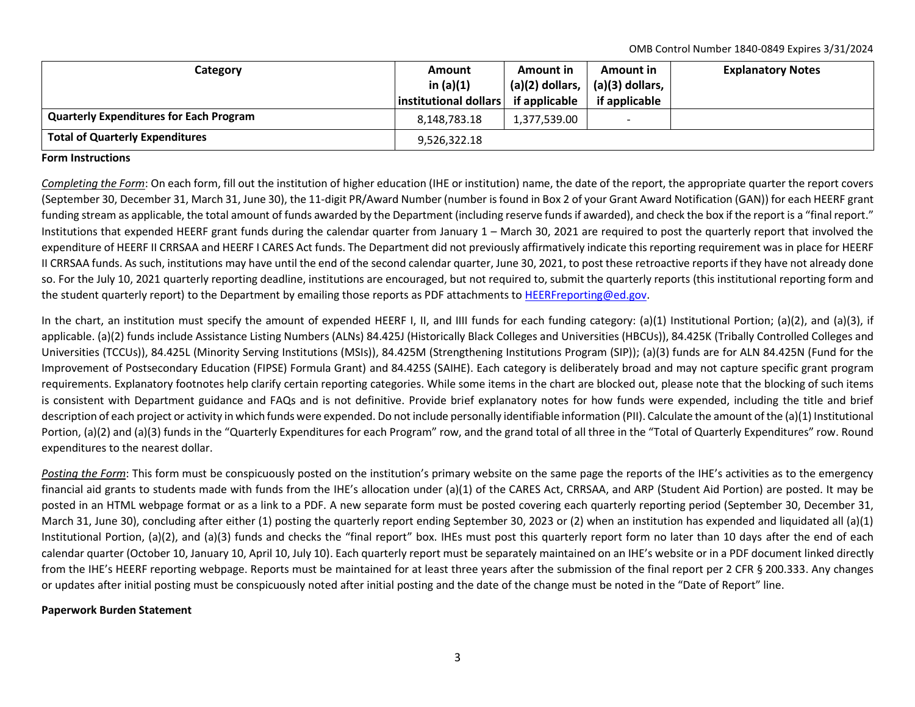OMB Control Number 1840-0849 Expires 3/31/2024

| Category | Amount in (a)(1) institutional dollars | Amount in (a)(2) dollars, if applicable | Amount in (a)(3) dollars, if applicable | Explanatory Notes |
|---|---|---|---|---|
| **Quarterly Expenditures for Each Program** | 8,148,783.18 | 1,377,539.00 | - | |
| **Total of Quarterly Expenditures** | 9,526,322.18 | | | |

**Form Instructions**

*Completing the Form*: On each form, fill out the institution of higher education (IHE or institution) name, the date of the report, the appropriate quarter the report covers (September 30, December 31, March 31, June 30), the 11-digit PR/Award Number (number is found in Box 2 of your Grant Award Notification (GAN)) for each HEERF grant funding stream as applicable, the total amount of funds awarded by the Department (including reserve funds if awarded), and check the box if the report is a "final report." Institutions that expended HEERF grant funds during the calendar quarter from January 1 – March 30, 2021 are required to post the quarterly report that involved the expenditure of HEERF II CRRSAA and HEERF I CARES Act funds. The Department did not previously affirmatively indicate this reporting requirement was in place for HEERF II CRRSAA funds. As such, institutions may have until the end of the second calendar quarter, June 30, 2021, to post these retroactive reports if they have not already done so. For the July 10, 2021 quarterly reporting deadline, institutions are encouraged, but not required to, submit the quarterly reports (this institutional reporting form and the student quarterly report) to the Department by emailing those reports as PDF attachments to HEERFreporting@ed.gov.

In the chart, an institution must specify the amount of expended HEERF I, II, and IIII funds for each funding category: (a)(1) Institutional Portion; (a)(2), and (a)(3), if applicable. (a)(2) funds include Assistance Listing Numbers (ALNs) 84.425J (Historically Black Colleges and Universities (HBCUs)), 84.425K (Tribally Controlled Colleges and Universities (TCCUs)), 84.425L (Minority Serving Institutions (MSIs)), 84.425M (Strengthening Institutions Program (SIP)); (a)(3) funds are for ALN 84.425N (Fund for the Improvement of Postsecondary Education (FIPSE) Formula Grant) and 84.425S (SAIHE). Each category is deliberately broad and may not capture specific grant program requirements. Explanatory footnotes help clarify certain reporting categories. While some items in the chart are blocked out, please note that the blocking of such items is consistent with Department guidance and FAQs and is not definitive. Provide brief explanatory notes for how funds were expended, including the title and brief description of each project or activity in which funds were expended. Do not include personally identifiable information (PII). Calculate the amount of the (a)(1) Institutional Portion, (a)(2) and (a)(3) funds in the "Quarterly Expenditures for each Program" row, and the grand total of all three in the "Total of Quarterly Expenditures" row. Round expenditures to the nearest dollar.

*Posting the Form*: This form must be conspicuously posted on the institution's primary website on the same page the reports of the IHE's activities as to the emergency financial aid grants to students made with funds from the IHE's allocation under (a)(1) of the CARES Act, CRRSAA, and ARP (Student Aid Portion) are posted. It may be posted in an HTML webpage format or as a link to a PDF. A new separate form must be posted covering each quarterly reporting period (September 30, December 31, March 31, June 30), concluding after either (1) posting the quarterly report ending September 30, 2023 or (2) when an institution has expended and liquidated all (a)(1) Institutional Portion, (a)(2), and (a)(3) funds and checks the "final report" box. IHEs must post this quarterly report form no later than 10 days after the end of each calendar quarter (October 10, January 10, April 10, July 10). Each quarterly report must be separately maintained on an IHE's website or in a PDF document linked directly from the IHE's HEERF reporting webpage. Reports must be maintained for at least three years after the submission of the final report per 2 CFR § 200.333. Any changes or updates after initial posting must be conspicuously noted after initial posting and the date of the change must be noted in the "Date of Report" line.

**Paperwork Burden Statement**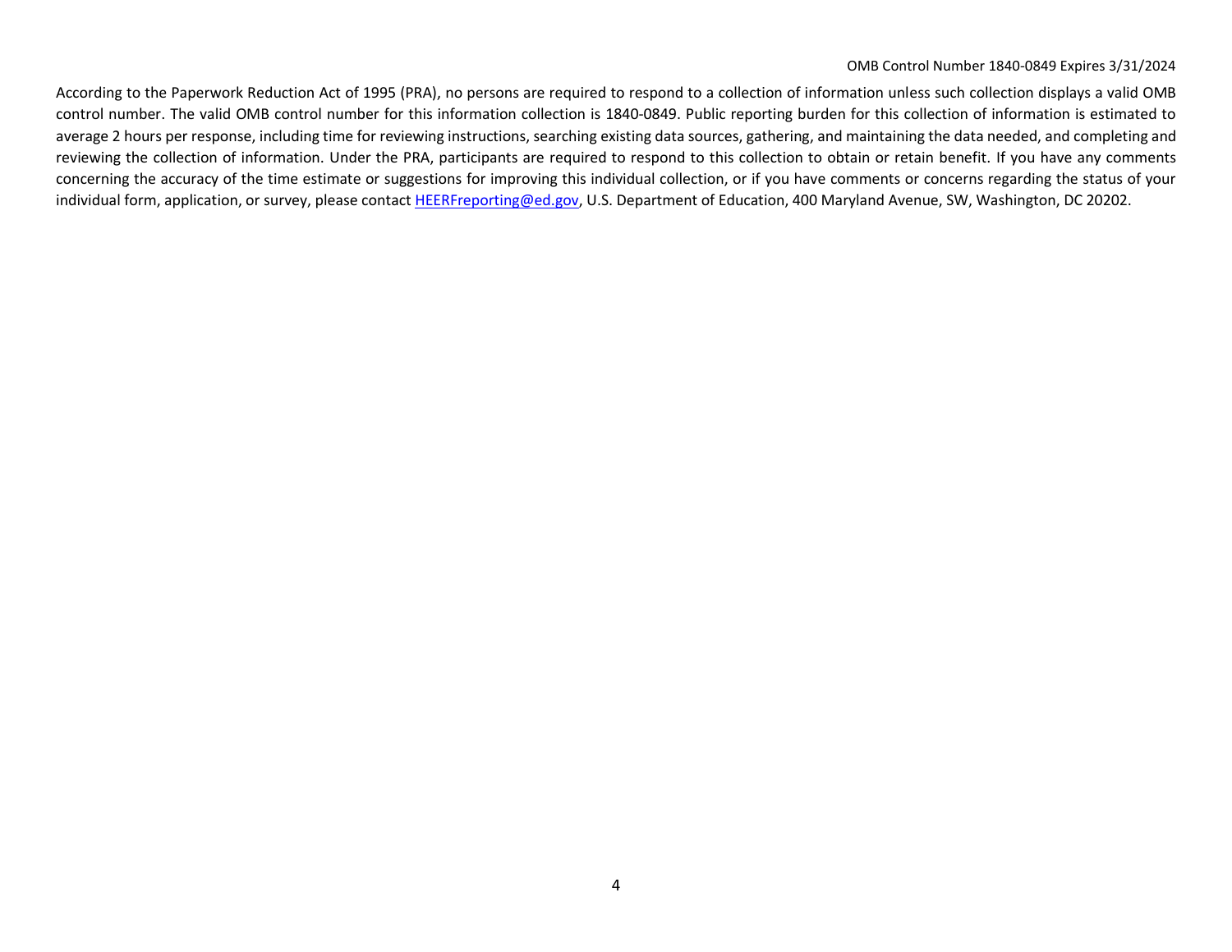OMB Control Number 1840-0849 Expires 3/31/2024

According to the Paperwork Reduction Act of 1995 (PRA), no persons are required to respond to a collection of information unless such collection displays a valid OMB control number. The valid OMB control number for this information collection is 1840-0849. Public reporting burden for this collection of information is estimated to average 2 hours per response, including time for reviewing instructions, searching existing data sources, gathering, and maintaining the data needed, and completing and reviewing the collection of information. Under the PRA, participants are required to respond to this collection to obtain or retain benefit. If you have any comments concerning the accuracy of the time estimate or suggestions for improving this individual collection, or if you have comments or concerns regarding the status of your individual form, application, or survey, please contact HEERFreporting@ed.gov, U.S. Department of Education, 400 Maryland Avenue, SW, Washington, DC 20202.